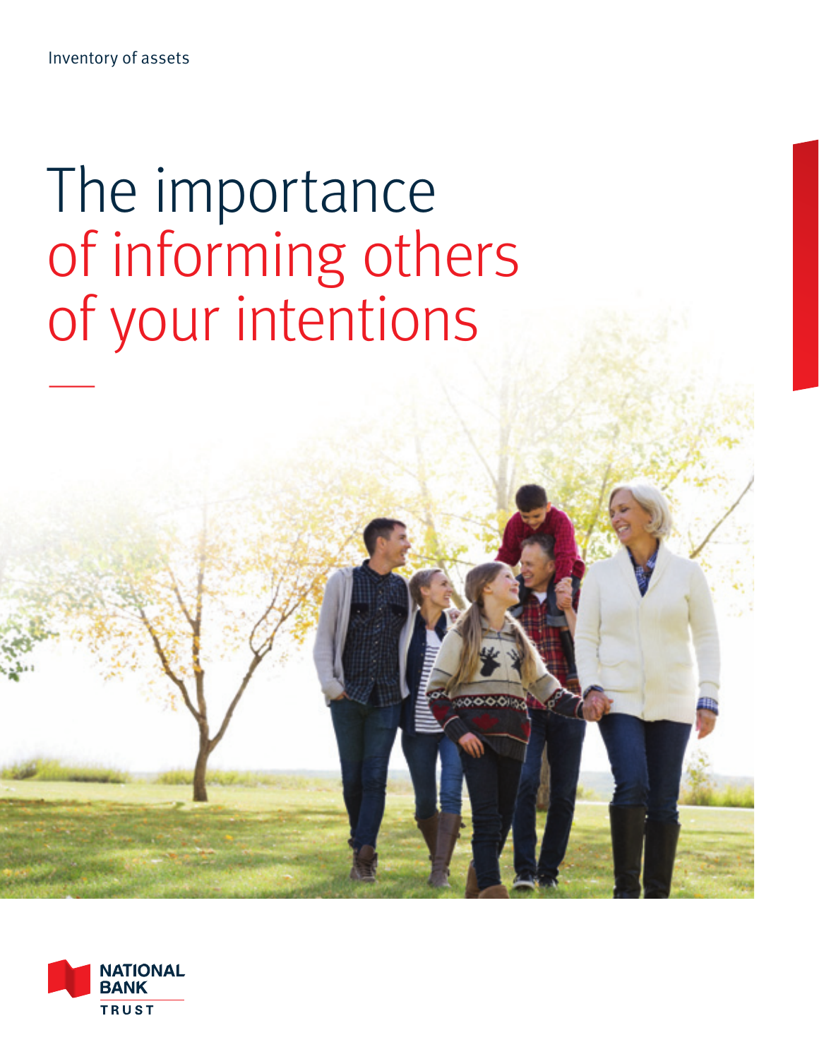Inventory of assets

# The importance of informing others of your intentions

NATIONAL BANK TRUST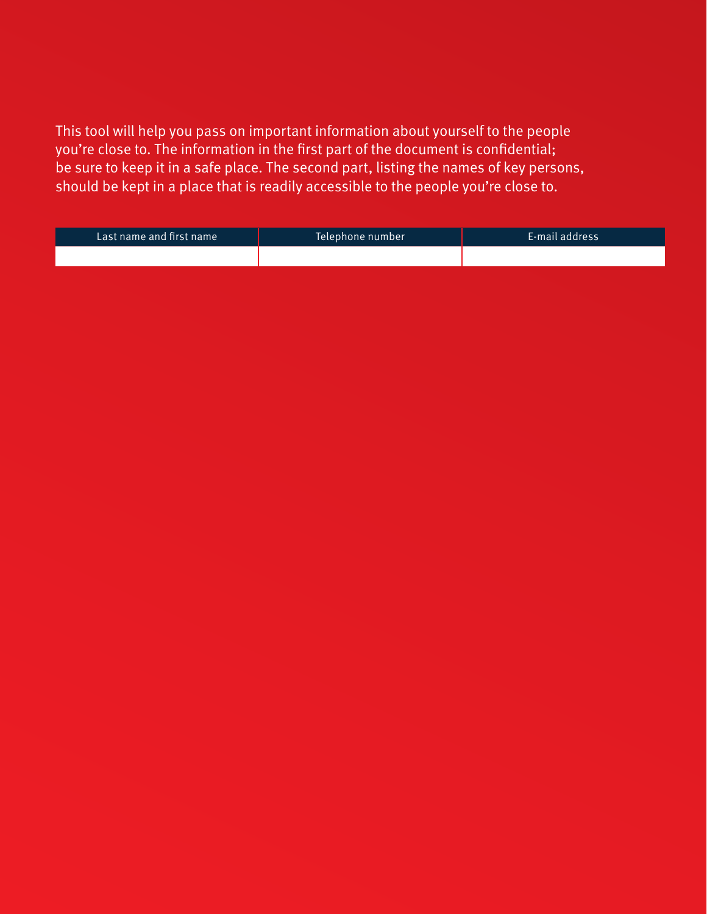This tool will help you pass on important information about yourself to the people you're close to. The information in the first part of the document is confidential; be sure to keep it in a safe place. The second part, listing the names of key persons, should be kept in a place that is readily accessible to the people you're close to.

| Last name and first name | Telephone number | E-mail address |
| --- | --- | --- |
| | | |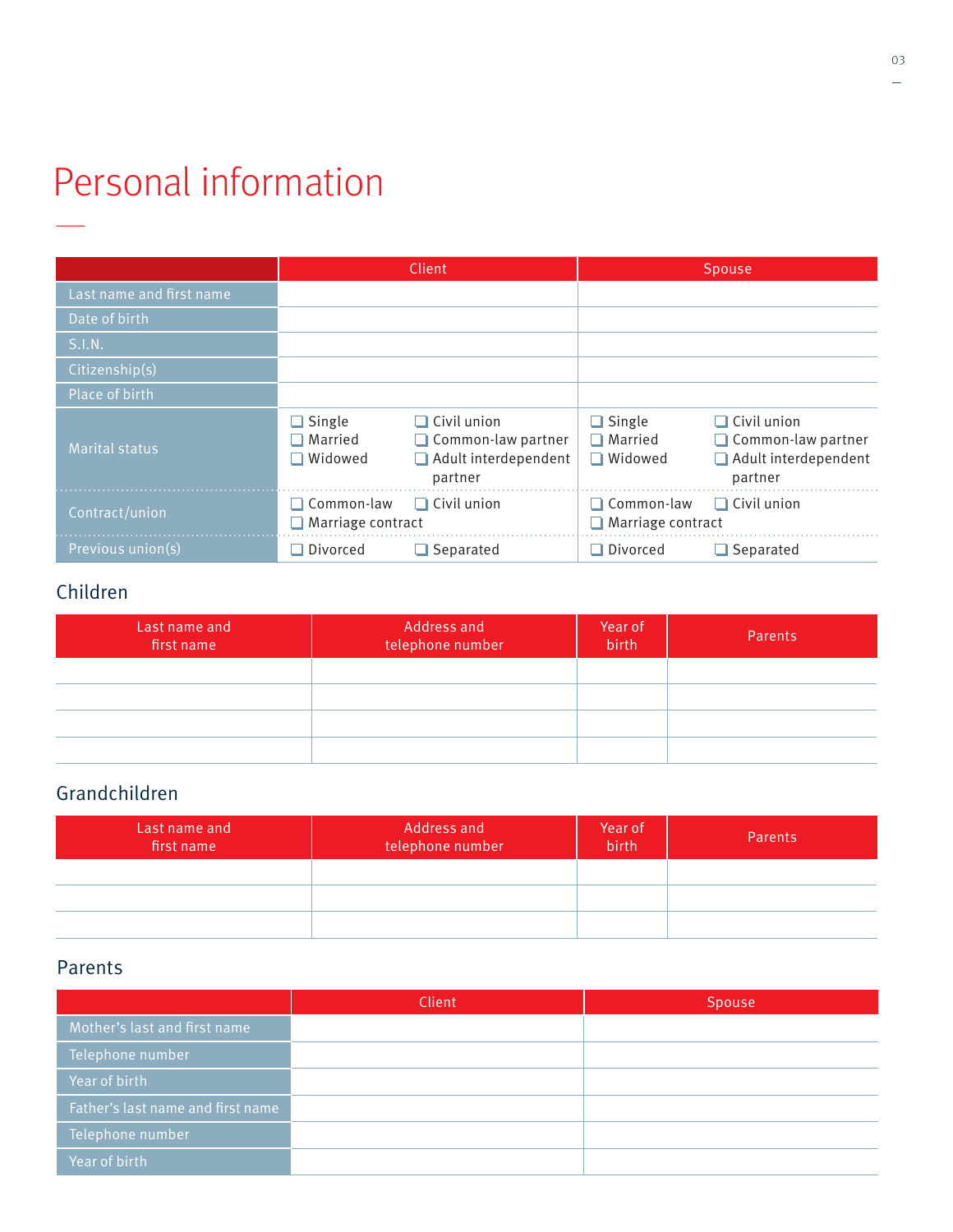# Personal information

| | Client | Spouse |
|---|---|---|
| Last name and first name | | |
| Date of birth | | |
| S.I.N. | | |
| Citizenship(s) | | |
| Place of birth | | |
| Marital status | ❏ Single ❏ Married ❏ Widowed ❏ Civil union ❏ Common-law partner ❏ Adult interdependent partner | ❏ Single ❏ Married ❏ Widowed ❏ Civil union ❏ Common-law partner ❏ Adult interdependent partner |
| Contract/union | ❏ Common-law ❏ Civil union ❏ Marriage contract | ❏ Common-law ❏ Civil union ❏ Marriage contract |
| Previous union(s) | ❏ Divorced ❏ Separated | ❏ Divorced ❏ Separated |

## Children

| Last name and first name | Address and telephone number | Year of birth | Parents |
|---|---|---|---|
| | | | |
| | | | |
| | | | |
| | | | |

## Grandchildren

| Last name and first name | Address and telephone number | Year of birth | Parents |
|---|---|---|---|
| | | | |
| | | | |
| | | | |

## Parents

| | Client | Spouse |
|---|---|---|
| Mother's last and first name | | |
| Telephone number | | |
| Year of birth | | |
| Father's last name and first name | | |
| Telephone number | | |
| Year of birth | | |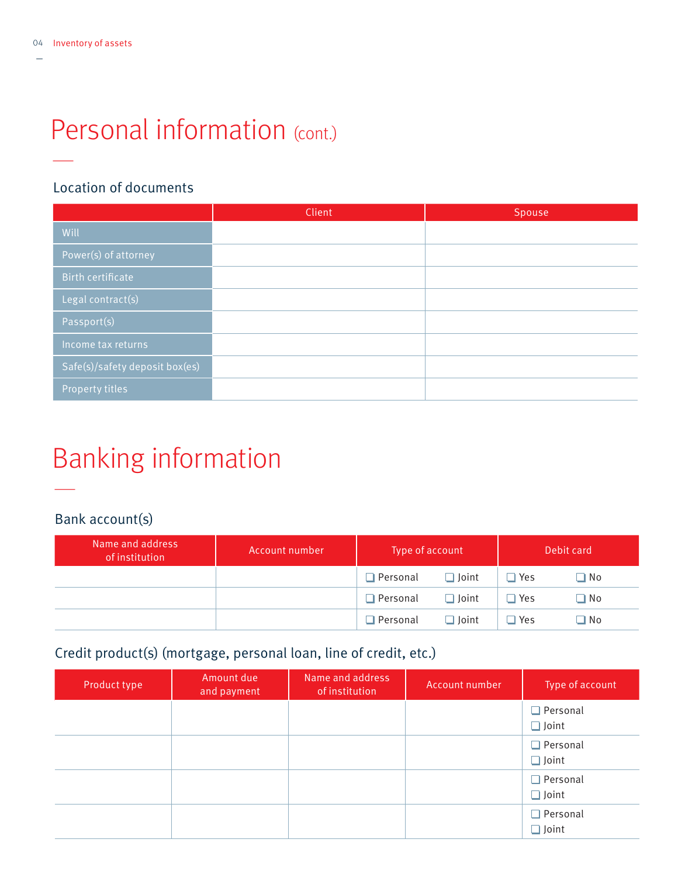# Personal information (cont.)

## Location of documents

| | Client | Spouse |
|---|---|---|
| Will | | |
| Power(s) of attorney | | |
| Birth certificate | | |
| Legal contract(s) | | |
| Passport(s) | | |
| Income tax returns | | |
| Safe(s)/safety deposit box(es) | | |
| Property titles | | |

# Banking information

## Bank account(s)

| Name and address of institution | Account number | Type of account | Debit card |
|---|---|---|---|
| | | ❑ Personal ❑ Joint | ❑ Yes ❑ No |
| | | ❑ Personal ❑ Joint | ❑ Yes ❑ No |
| | | ❑ Personal ❑ Joint | ❑ Yes ❑ No |

## Credit product(s) (mortgage, personal loan, line of credit, etc.)

| Product type | Amount due and payment | Name and address of institution | Account number | Type of account |
|---|---|---|---|---|
| | | | | ❑ Personal ❑ Joint |
| | | | | ❑ Personal ❑ Joint |
| | | | | ❑ Personal ❑ Joint |
| | | | | ❑ Personal ❑ Joint |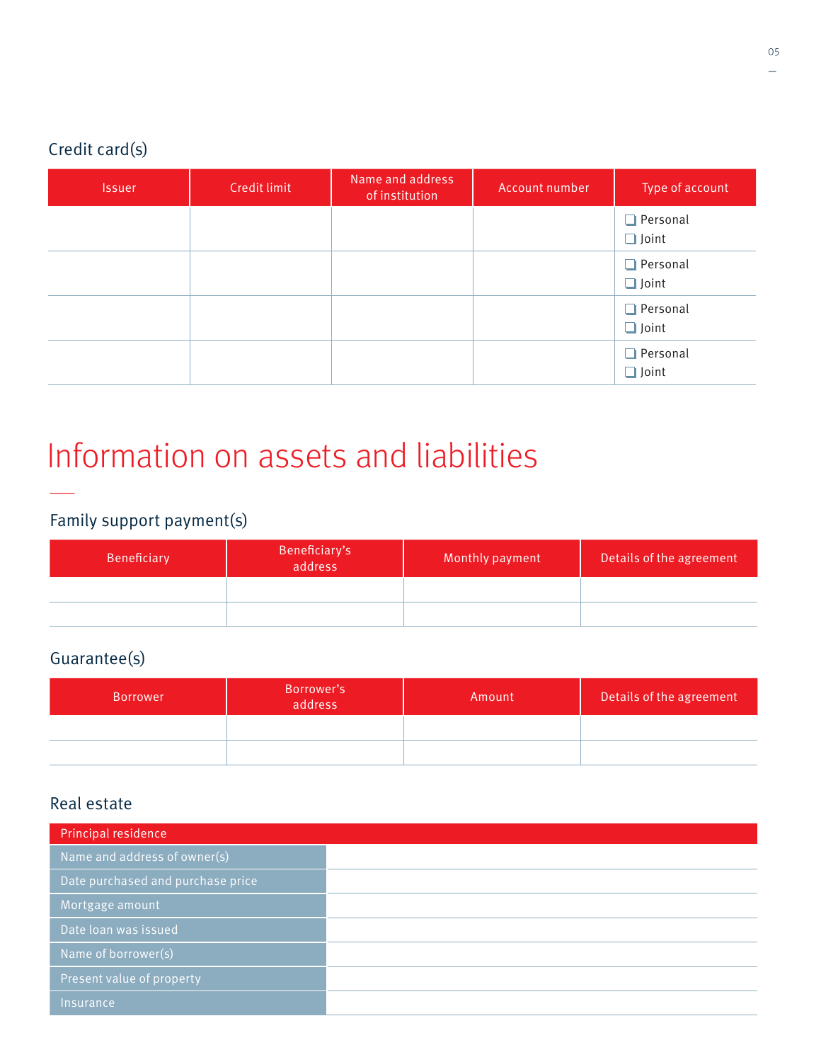### Credit card(s)

| Issuer | Credit limit | Name and address of institution | Account number | Type of account |
|---|---|---|---|---|
| | | | | ❑ Personal ❑ Joint |
| | | | | ❑ Personal ❑ Joint |
| | | | | ❑ Personal ❑ Joint |
| | | | | ❑ Personal ❑ Joint |

# Information on assets and liabilities

### Family support payment(s)

| Beneficiary | Beneficiary's address | Monthly payment | Details of the agreement |
|---|---|---|---|
| | | | |
| | | | |

### Guarantee(s)

| Borrower | Borrower's address | Amount | Details of the agreement |
|---|---|---|---|
| | | | |
| | | | |

### Real estate

| Principal residence | |
|---|---|
| Name and address of owner(s) | |
| Date purchased and purchase price | |
| Mortgage amount | |
| Date loan was issued | |
| Name of borrower(s) | |
| Present value of property | |
| Insurance | |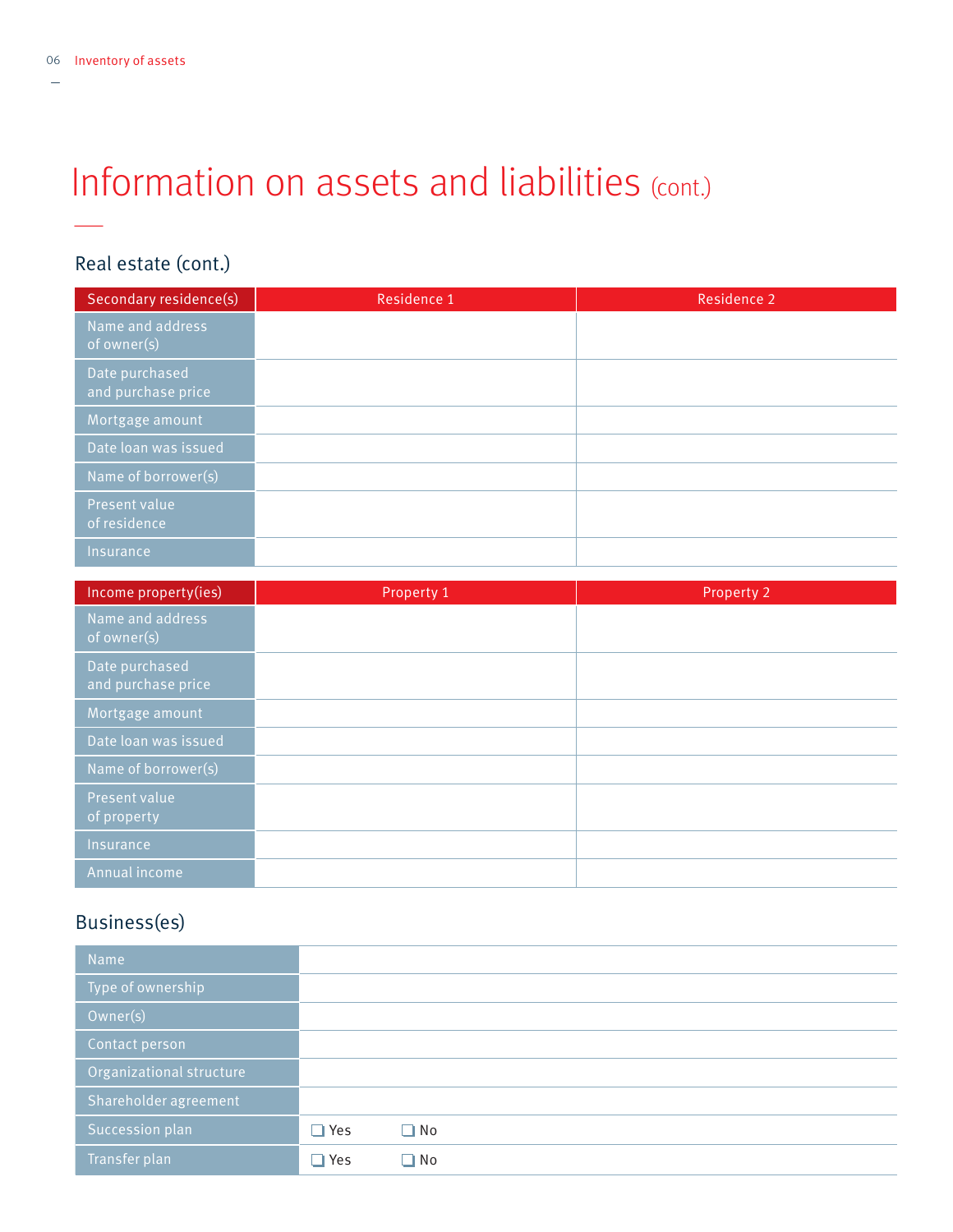# Information on assets and liabilities (cont.)

## Real estate (cont.)

| Secondary residence(s) | Residence 1 | Residence 2 |
|---|---|---|
| Name and address of owner(s) | | |
| Date purchased and purchase price | | |
| Mortgage amount | | |
| Date loan was issued | | |
| Name of borrower(s) | | |
| Present value of residence | | |
| Insurance | | |

| Income property(ies) | Property 1 | Property 2 |
|---|---|---|
| Name and address of owner(s) | | |
| Date purchased and purchase price | | |
| Mortgage amount | | |
| Date loan was issued | | |
| Name of borrower(s) | | |
| Present value of property | | |
| Insurance | | |
| Annual income | | |

## Business(es)

| | |
|---|---|
| Name | |
| Type of ownership | |
| Owner(s) | |
| Contact person | |
| Organizational structure | |
| Shareholder agreement | |
| Succession plan | ❑ Yes ❑ No |
| Transfer plan | ❑ Yes ❑ No |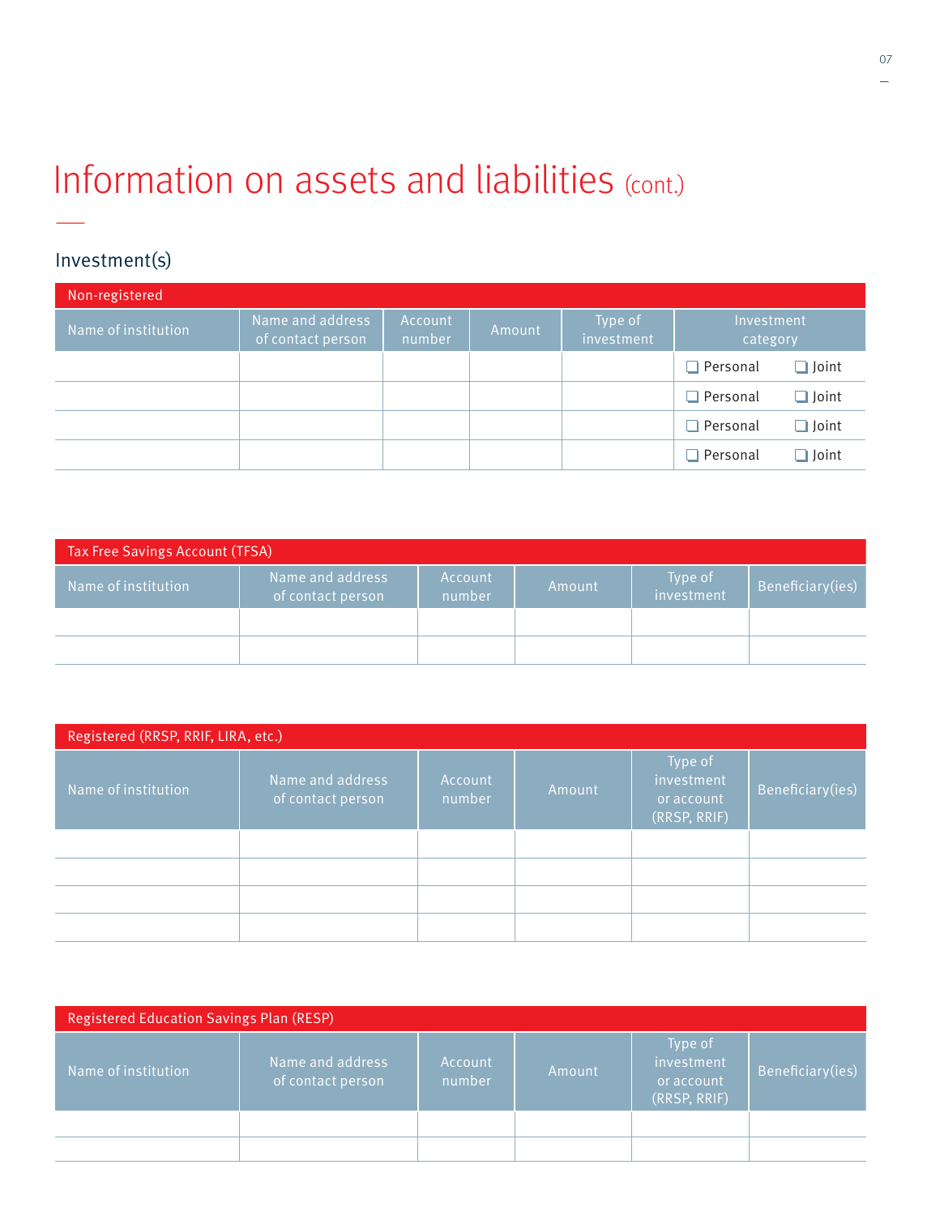# Information on assets and liabilities (cont.)

## Investment(s)

**Non-registered**

| Name of institution | Name and address of contact person | Account number | Amount | Type of investment | Investment category |
|---|---|---|---|---|---|
| | | | | | ❑ Personal ❑ Joint |
| | | | | | ❑ Personal ❑ Joint |
| | | | | | ❑ Personal ❑ Joint |
| | | | | | ❑ Personal ❑ Joint |

**Tax Free Savings Account (TFSA)**

| Name of institution | Name and address of contact person | Account number | Amount | Type of investment | Beneficiary(ies) |
|---|---|---|---|---|---|
| | | | | | |
| | | | | | |

**Registered (RRSP, RRIF, LIRA, etc.)**

| Name of institution | Name and address of contact person | Account number | Amount | Type of investment or account (RRSP, RRIF) | Beneficiary(ies) |
|---|---|---|---|---|---|
| | | | | | |
| | | | | | |
| | | | | | |
| | | | | | |

**Registered Education Savings Plan (RESP)**

| Name of institution | Name and address of contact person | Account number | Amount | Type of investment or account (RRSP, RRIF) | Beneficiary(ies) |
|---|---|---|---|---|---|
| | | | | | |
| | | | | | |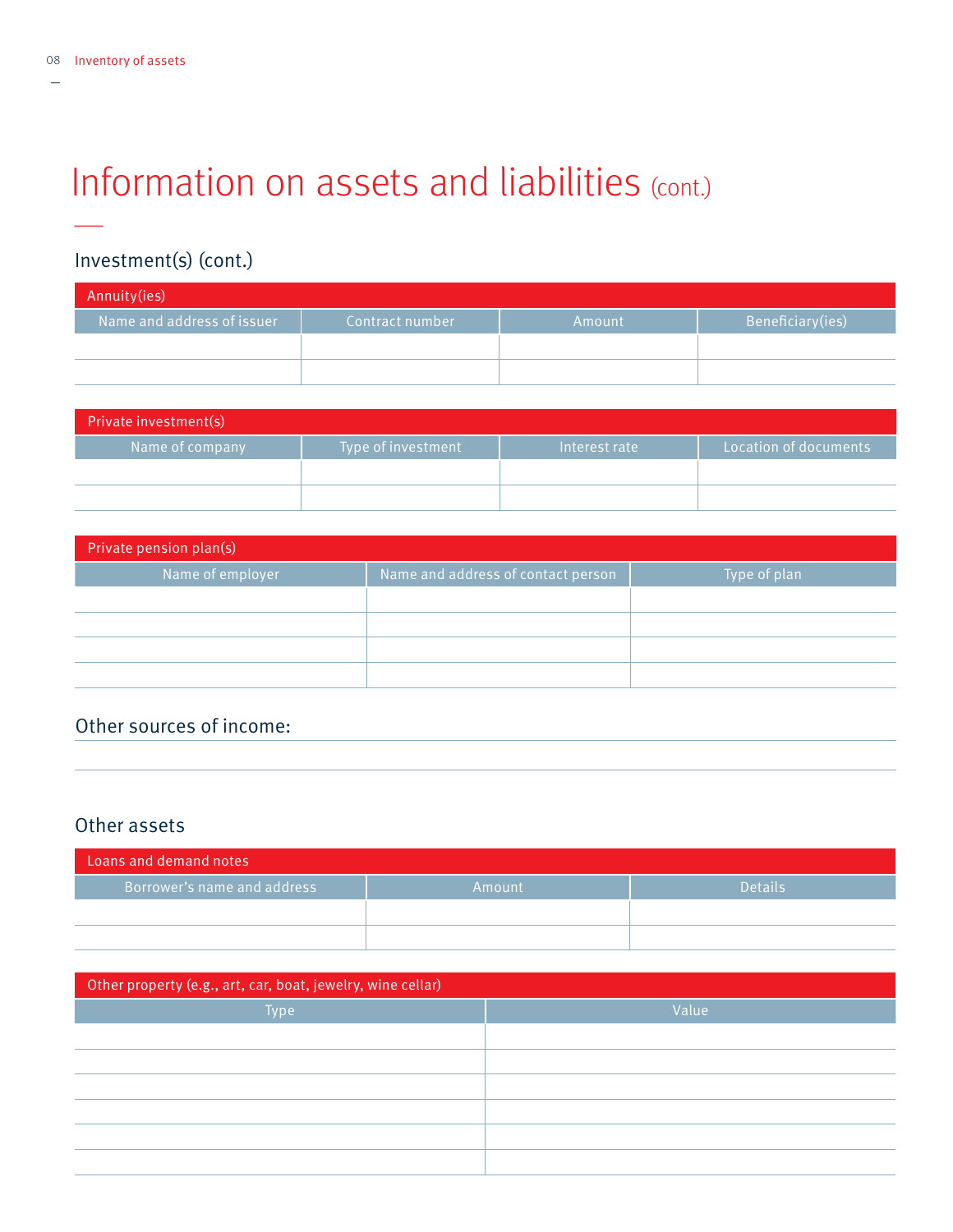# Information on assets and liabilities (cont.)

## Investment(s) (cont.)

| Annuity(ies) | | | |
|---|---|---|---|
| Name and address of issuer | Contract number | Amount | Beneficiary(ies) |
| | | | |
| | | | |

| Private investment(s) | | | |
|---|---|---|---|
| Name of company | Type of investment | Interest rate | Location of documents |
| | | | |
| | | | |

| Private pension plan(s) | | |
|---|---|---|
| Name of employer | Name and address of contact person | Type of plan |
| | | |
| | | |
| | | |
| | | |

## Other sources of income:

## Other assets

| Loans and demand notes | | |
|---|---|---|
| Borrower's name and address | Amount | Details |
| | | |
| | | |

| Other property (e.g., art, car, boat, jewelry, wine cellar) | |
|---|---|
| Type | Value |
| | |
| | |
| | |
| | |
| | |
| | |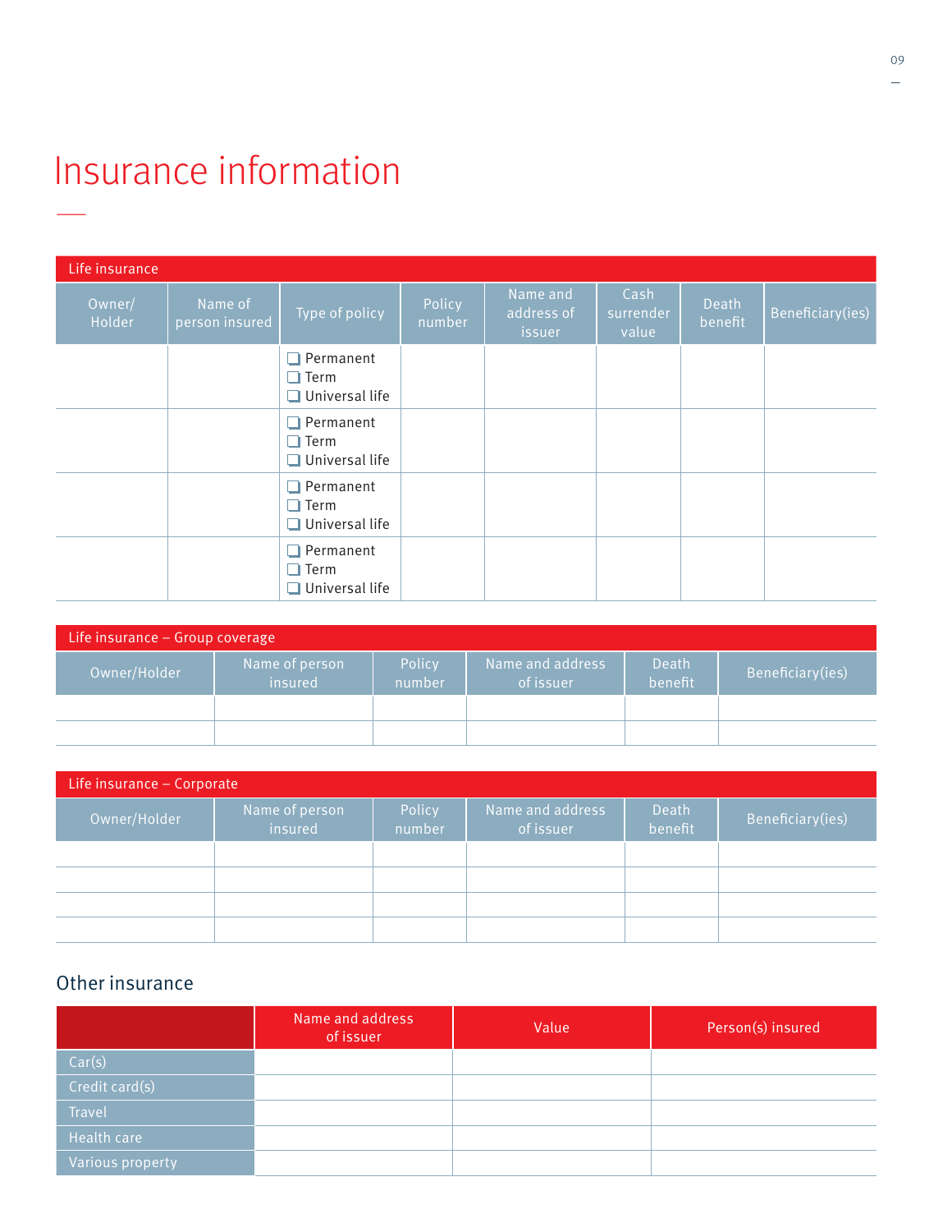# Insurance information

**Life insurance**

| Owner/ Holder | Name of person insured | Type of policy | Policy number | Name and address of issuer | Cash surrender value | Death benefit | Beneficiary(ies) |
|---|---|---|---|---|---|---|---|
| | | ❑ Permanent<br>❑ Term<br>❑ Universal life | | | | | |
| | | ❑ Permanent<br>❑ Term<br>❑ Universal life | | | | | |
| | | ❑ Permanent<br>❑ Term<br>❑ Universal life | | | | | |
| | | ❑ Permanent<br>❑ Term<br>❑ Universal life | | | | | |

**Life insurance – Group coverage**

| Owner/Holder | Name of person insured | Policy number | Name and address of issuer | Death benefit | Beneficiary(ies) |
|---|---|---|---|---|---|
| | | | | | |
| | | | | | |

**Life insurance – Corporate**

| Owner/Holder | Name of person insured | Policy number | Name and address of issuer | Death benefit | Beneficiary(ies) |
|---|---|---|---|---|---|
| | | | | | |
| | | | | | |
| | | | | | |
| | | | | | |

## Other insurance

| | Name and address of issuer | Value | Person(s) insured |
|---|---|---|---|
| Car(s) | | | |
| Credit card(s) | | | |
| Travel | | | |
| Health care | | | |
| Various property | | | |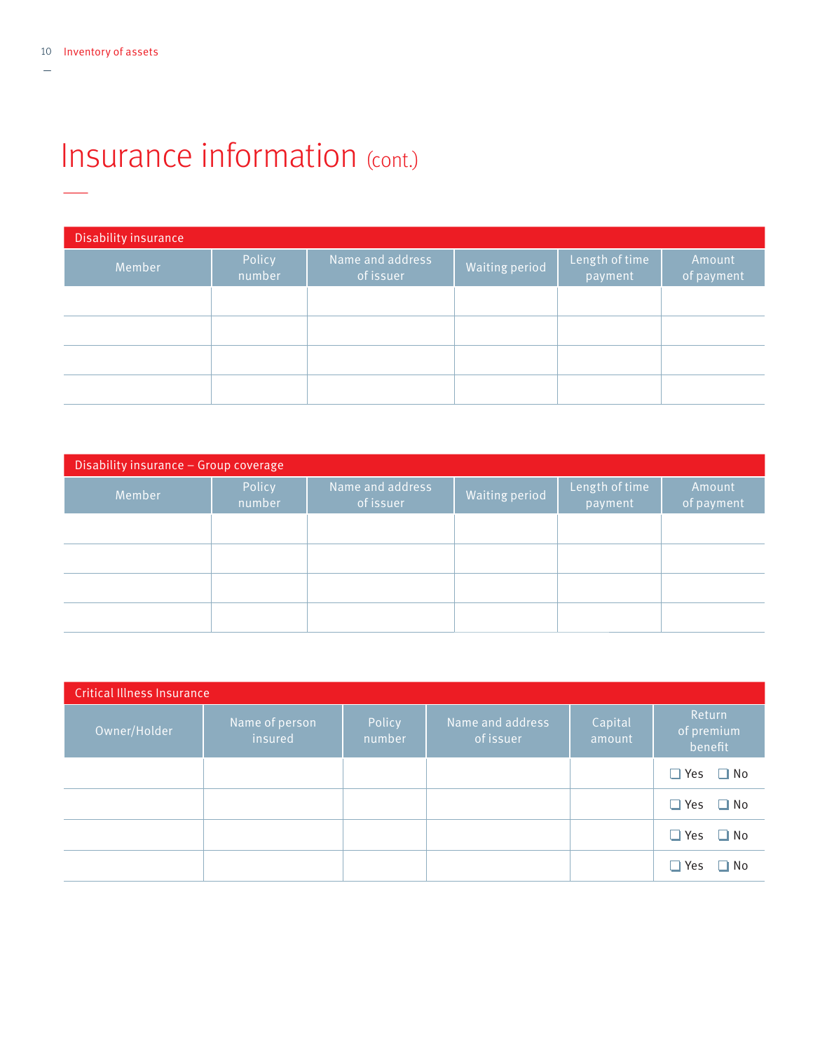# Insurance information (cont.)

| Disability insurance | | | | | |
|---|---|---|---|---|---|
| Member | Policy number | Name and address of issuer | Waiting period | Length of time payment | Amount of payment |
| | | | | | |
| | | | | | |
| | | | | | |
| | | | | | |

| Disability insurance – Group coverage | | | | | |
|---|---|---|---|---|---|
| Member | Policy number | Name and address of issuer | Waiting period | Length of time payment | Amount of payment |
| | | | | | |
| | | | | | |
| | | | | | |
| | | | | | |

| Critical Illness Insurance | | | | | |
|---|---|---|---|---|---|
| Owner/Holder | Name of person insured | Policy number | Name and address of issuer | Capital amount | Return of premium benefit |
| | | | | | ☐ Yes ☐ No |
| | | | | | ☐ Yes ☐ No |
| | | | | | ☐ Yes ☐ No |
| | | | | | ☐ Yes ☐ No |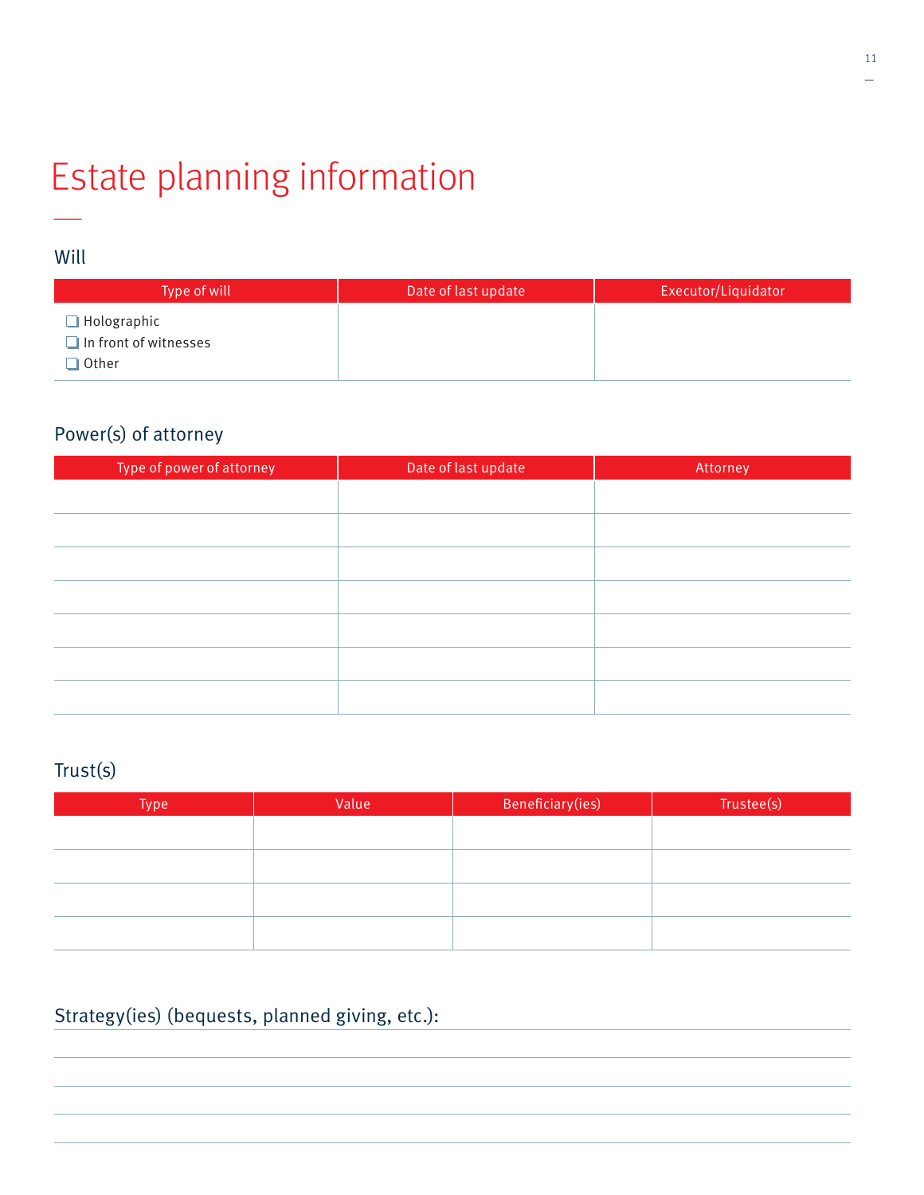# Estate planning information

## Will

| Type of will | Date of last update | Executor/Liquidator |
|---|---|---|
| ❑ Holographic<br>❑ In front of witnesses<br>❑ Other | | |

## Power(s) of attorney

| Type of power of attorney | Date of last update | Attorney |
|---|---|---|
| | | |
| | | |
| | | |
| | | |
| | | |
| | | |
| | | |

## Trust(s)

| Type | Value | Beneficiary(ies) | Trustee(s) |
|---|---|---|---|
| | | | |
| | | | |
| | | | |
| | | | |

## Strategy(ies) (bequests, planned giving, etc.):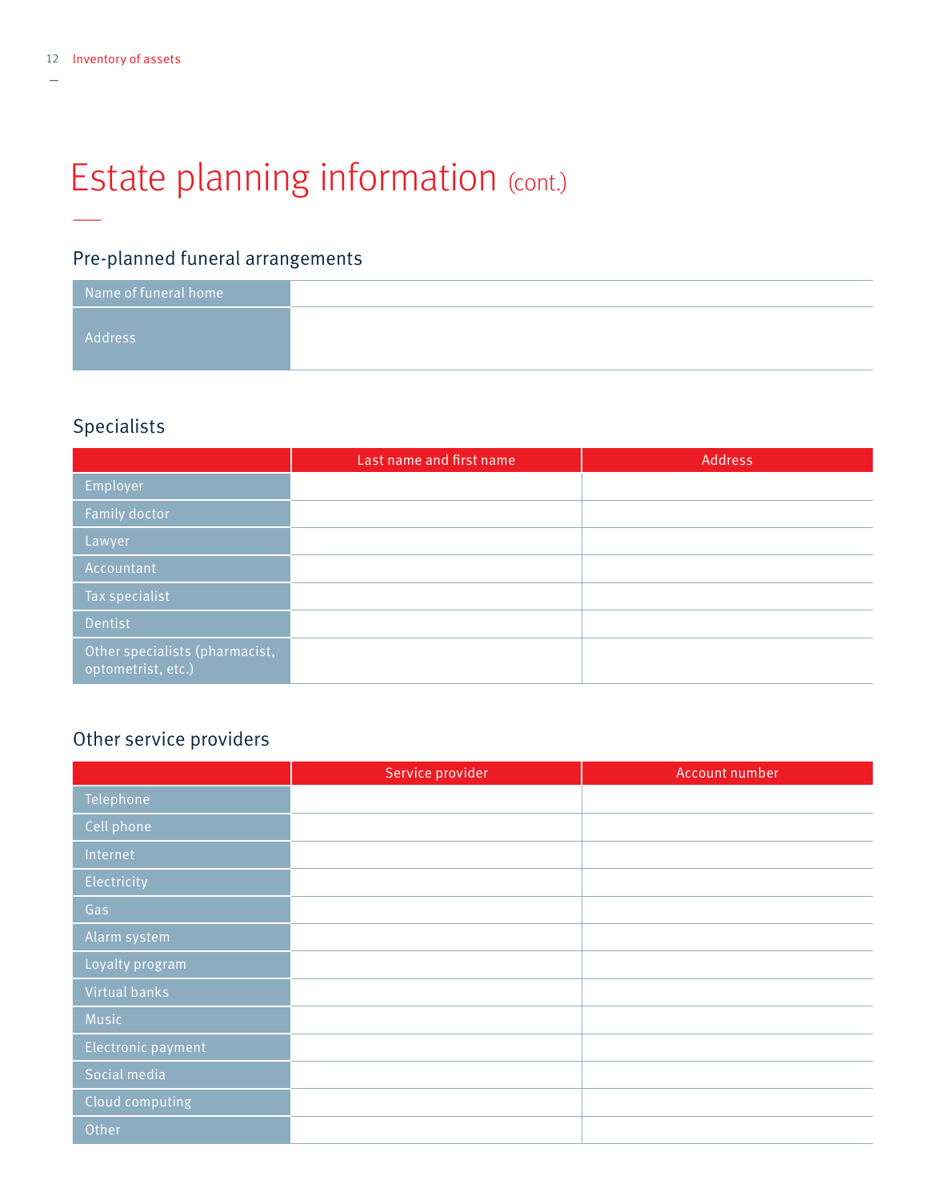# Estate planning information (cont.)

## Pre-planned funeral arrangements

| | |
|---|---|
| Name of funeral home | |
| Address | |

## Specialists

| | Last name and first name | Address |
|---|---|---|
| Employer | | |
| Family doctor | | |
| Lawyer | | |
| Accountant | | |
| Tax specialist | | |
| Dentist | | |
| Other specialists (pharmacist, optometrist, etc.) | | |

## Other service providers

| | Service provider | Account number |
|---|---|---|
| Telephone | | |
| Cell phone | | |
| Internet | | |
| Electricity | | |
| Gas | | |
| Alarm system | | |
| Loyalty program | | |
| Virtual banks | | |
| Music | | |
| Electronic payment | | |
| Social media | | |
| Cloud computing | | |
| Other | | |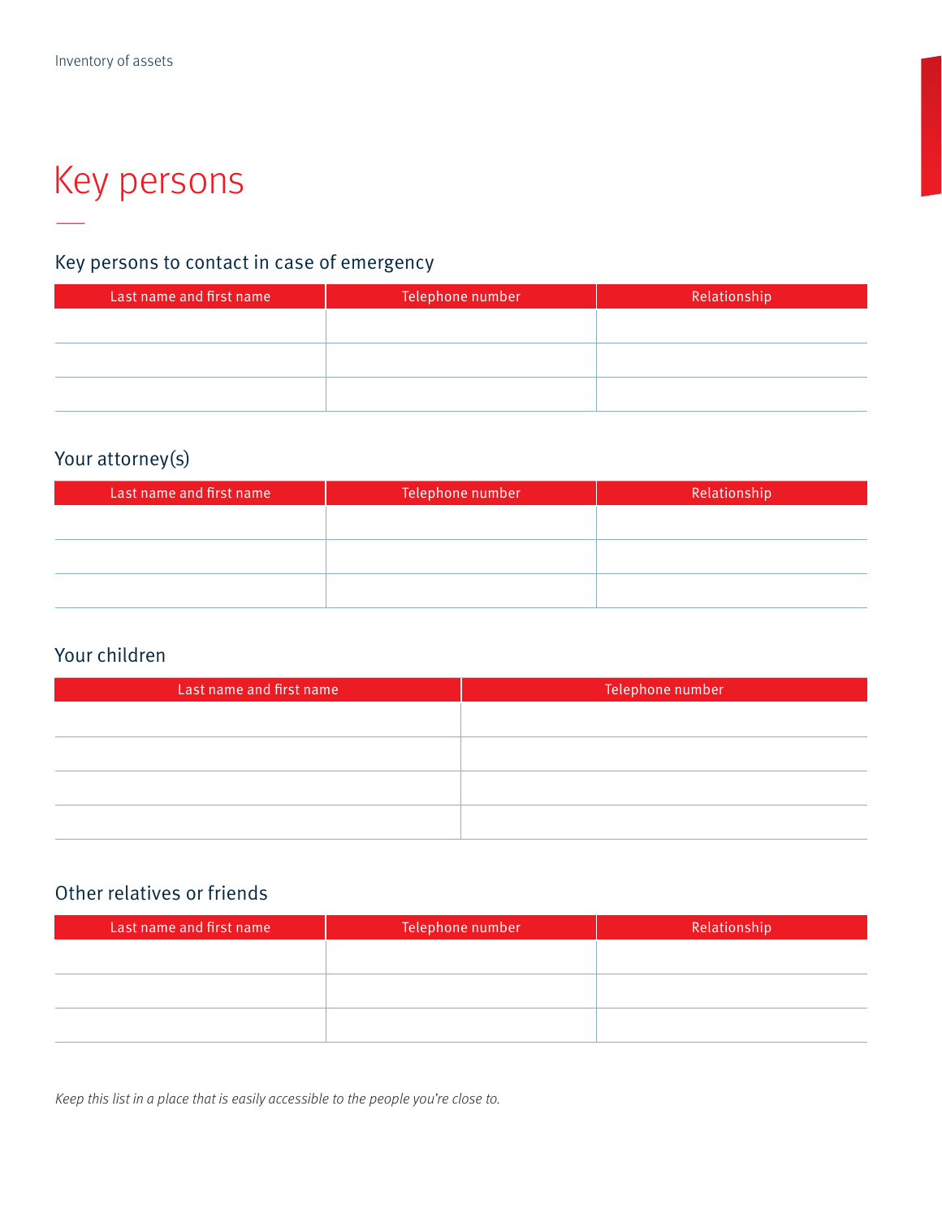# Key persons

## Key persons to contact in case of emergency

| Last name and first name | Telephone number | Relationship |
| --- | --- | --- |
| | | |
| | | |
| | | |

## Your attorney(s)

| Last name and first name | Telephone number | Relationship |
| --- | --- | --- |
| | | |
| | | |
| | | |

## Your children

| Last name and first name | Telephone number |
| --- | --- |
| | |
| | |
| | |
| | |

## Other relatives or friends

| Last name and first name | Telephone number | Relationship |
| --- | --- | --- |
| | | |
| | | |
| | | |

*Keep this list in a place that is easily accessible to the people you're close to.*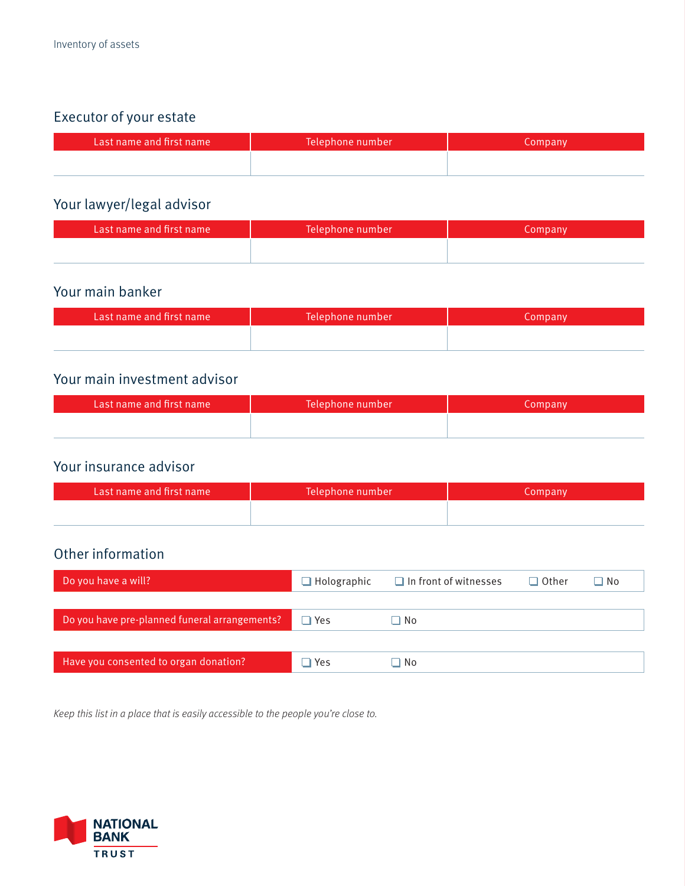## Executor of your estate

| Last name and first name | Telephone number | Company |
|---|---|---|
| | | |

## Your lawyer/legal advisor

| Last name and first name | Telephone number | Company |
|---|---|---|
| | | |

## Your main banker

| Last name and first name | Telephone number | Company |
|---|---|---|
| | | |

## Your main investment advisor

| Last name and first name | Telephone number | Company |
|---|---|---|
| | | |

## Your insurance advisor

| Last name and first name | Telephone number | Company |
|---|---|---|
| | | |

## Other information

| Question | | | | |
|---|---|---|---|---|
| Do you have a will? | ☐ Holographic | ☐ In front of witnesses | ☐ Other | ☐ No |
| Do you have pre-planned funeral arrangements? | ☐ Yes | ☐ No | | |
| Have you consented to organ donation? | ☐ Yes | ☐ No | | |

*Keep this list in a place that is easily accessible to the people you're close to.*

NATIONAL BANK TRUST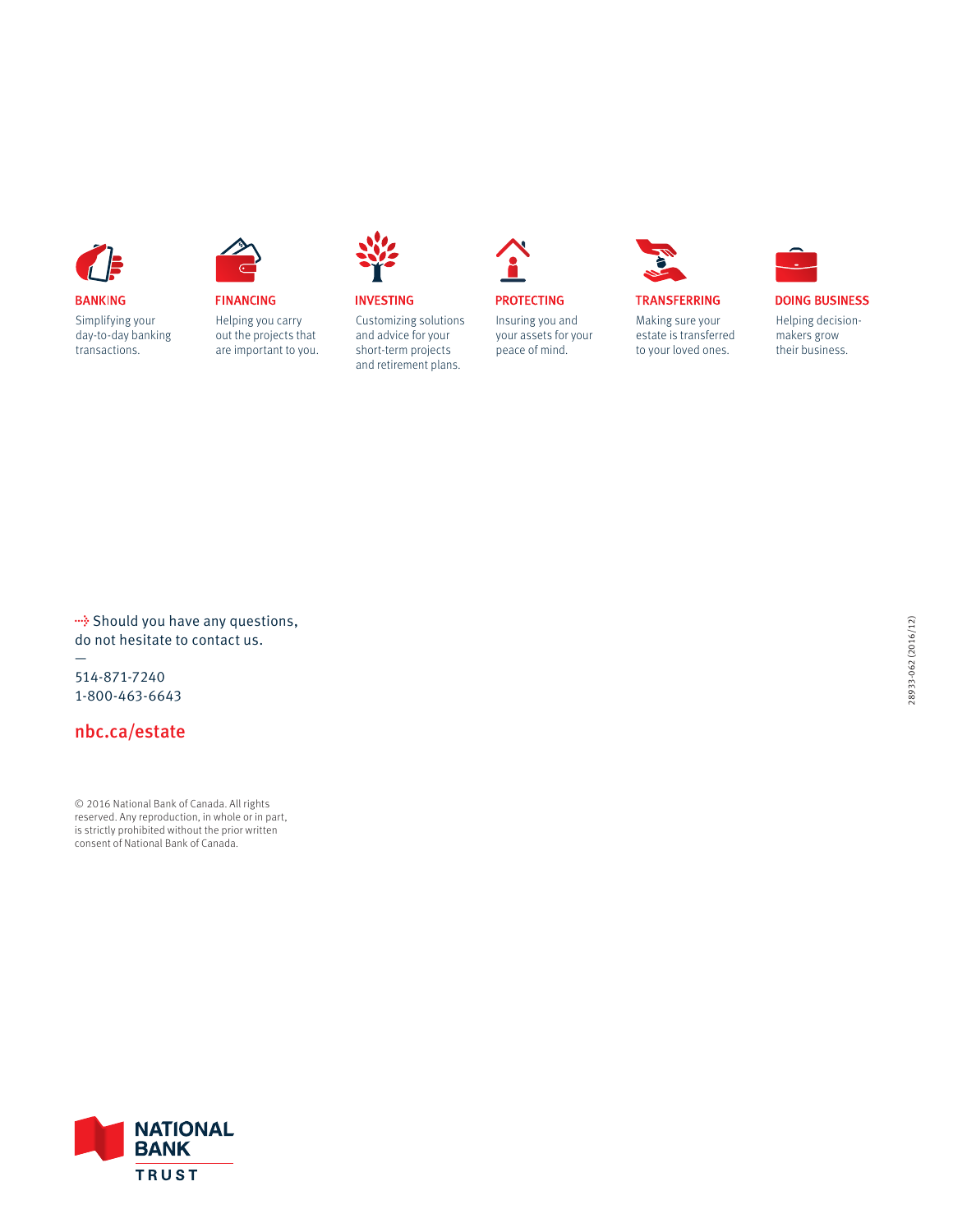**BANKING**
Simplifying your day-to-day banking transactions.

**FINANCING**
Helping you carry out the projects that are important to you.

**INVESTING**
Customizing solutions and advice for your short-term projects and retirement plans.

**PROTECTING**
Insuring you and your assets for your peace of mind.

**TRANSFERRING**
Making sure your estate is transferred to your loved ones.

**DOING BUSINESS**
Helping decision-makers grow their business.

Should you have any questions, do not hesitate to contact us.

—

514-871-7240
1-800-463-6643

**nbc.ca/estate**

© 2016 National Bank of Canada. All rights reserved. Any reproduction, in whole or in part, is strictly prohibited without the prior written consent of National Bank of Canada.

28933-062 (2016/12)

NATIONAL BANK TRUST